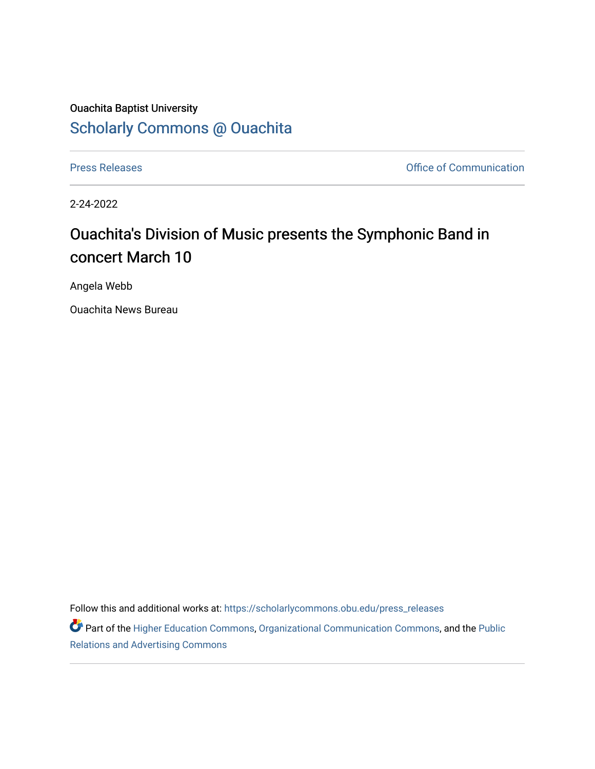Ouachita Baptist University

# Scholarly Commons @ Ouachita

Press Releases

Office of Communication

2-24-2022

# Ouachita's Division of Music presents the Symphonic Band in concert March 10

Angela Webb

Ouachita News Bureau

Follow this and additional works at: https://scholarlycommons.obu.edu/press_releases

Part of the Higher Education Commons, Organizational Communication Commons, and the Public Relations and Advertising Commons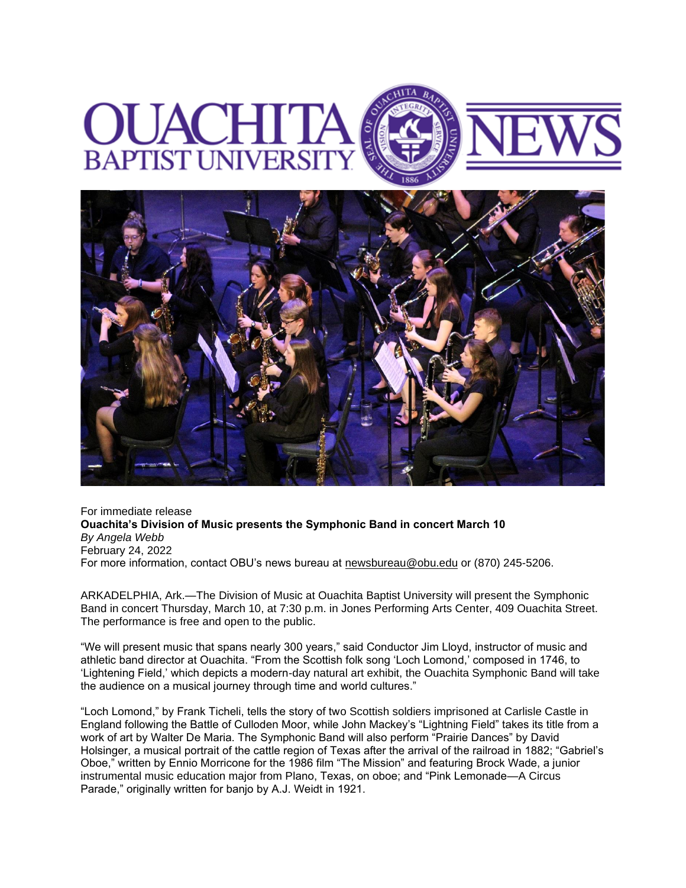# OUACHITA BAPTIST UNIVERSITY NEWS

For immediate release

**Ouachita's Division of Music presents the Symphonic Band in concert March 10**

*By Angela Webb*

February 24, 2022

For more information, contact OBU's news bureau at newsbureau@obu.edu or (870) 245-5206.

ARKADELPHIA, Ark.—The Division of Music at Ouachita Baptist University will present the Symphonic Band in concert Thursday, March 10, at 7:30 p.m. in Jones Performing Arts Center, 409 Ouachita Street. The performance is free and open to the public.

"We will present music that spans nearly 300 years," said Conductor Jim Lloyd, instructor of music and athletic band director at Ouachita. "From the Scottish folk song 'Loch Lomond,' composed in 1746, to 'Lightening Field,' which depicts a modern-day natural art exhibit, the Ouachita Symphonic Band will take the audience on a musical journey through time and world cultures."

"Loch Lomond," by Frank Ticheli, tells the story of two Scottish soldiers imprisoned at Carlisle Castle in England following the Battle of Culloden Moor, while John Mackey's "Lightning Field" takes its title from a work of art by Walter De Maria. The Symphonic Band will also perform "Prairie Dances" by David Holsinger, a musical portrait of the cattle region of Texas after the arrival of the railroad in 1882; "Gabriel's Oboe," written by Ennio Morricone for the 1986 film "The Mission" and featuring Brock Wade, a junior instrumental music education major from Plano, Texas, on oboe; and "Pink Lemonade—A Circus Parade," originally written for banjo by A.J. Weidt in 1921.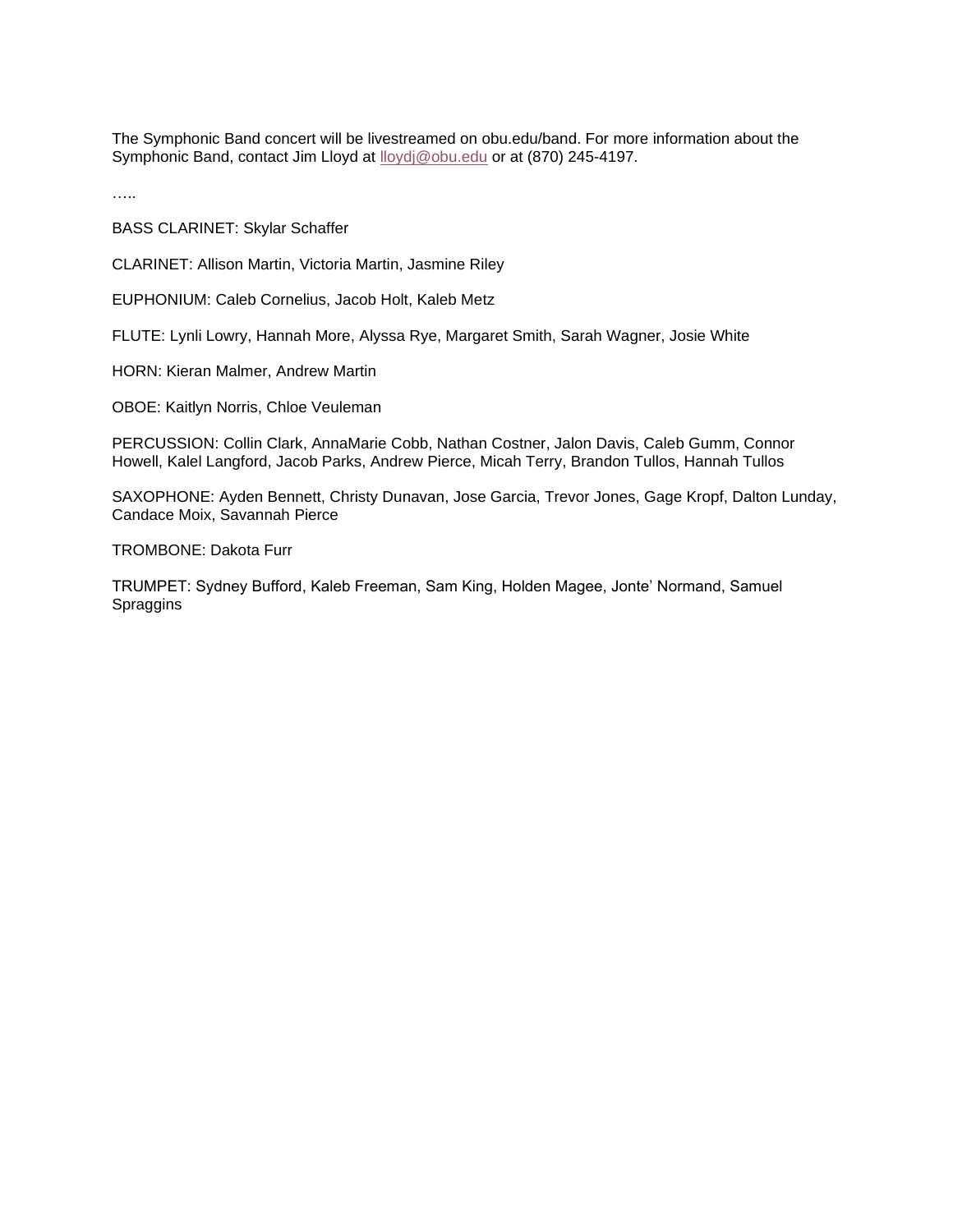The Symphonic Band concert will be livestreamed on obu.edu/band. For more information about the Symphonic Band, contact Jim Lloyd at lloydj@obu.edu or at (870) 245-4197.

…..

BASS CLARINET: Skylar Schaffer

CLARINET: Allison Martin, Victoria Martin, Jasmine Riley

EUPHONIUM: Caleb Cornelius, Jacob Holt, Kaleb Metz

FLUTE: Lynli Lowry, Hannah More, Alyssa Rye, Margaret Smith, Sarah Wagner, Josie White

HORN: Kieran Malmer, Andrew Martin

OBOE: Kaitlyn Norris, Chloe Veuleman

PERCUSSION: Collin Clark, AnnaMarie Cobb, Nathan Costner, Jalon Davis, Caleb Gumm, Connor Howell, Kalel Langford, Jacob Parks, Andrew Pierce, Micah Terry, Brandon Tullos, Hannah Tullos

SAXOPHONE: Ayden Bennett, Christy Dunavan, Jose Garcia, Trevor Jones, Gage Kropf, Dalton Lunday, Candace Moix, Savannah Pierce

TROMBONE: Dakota Furr

TRUMPET: Sydney Bufford, Kaleb Freeman, Sam King, Holden Magee, Jonte' Normand, Samuel Spraggins